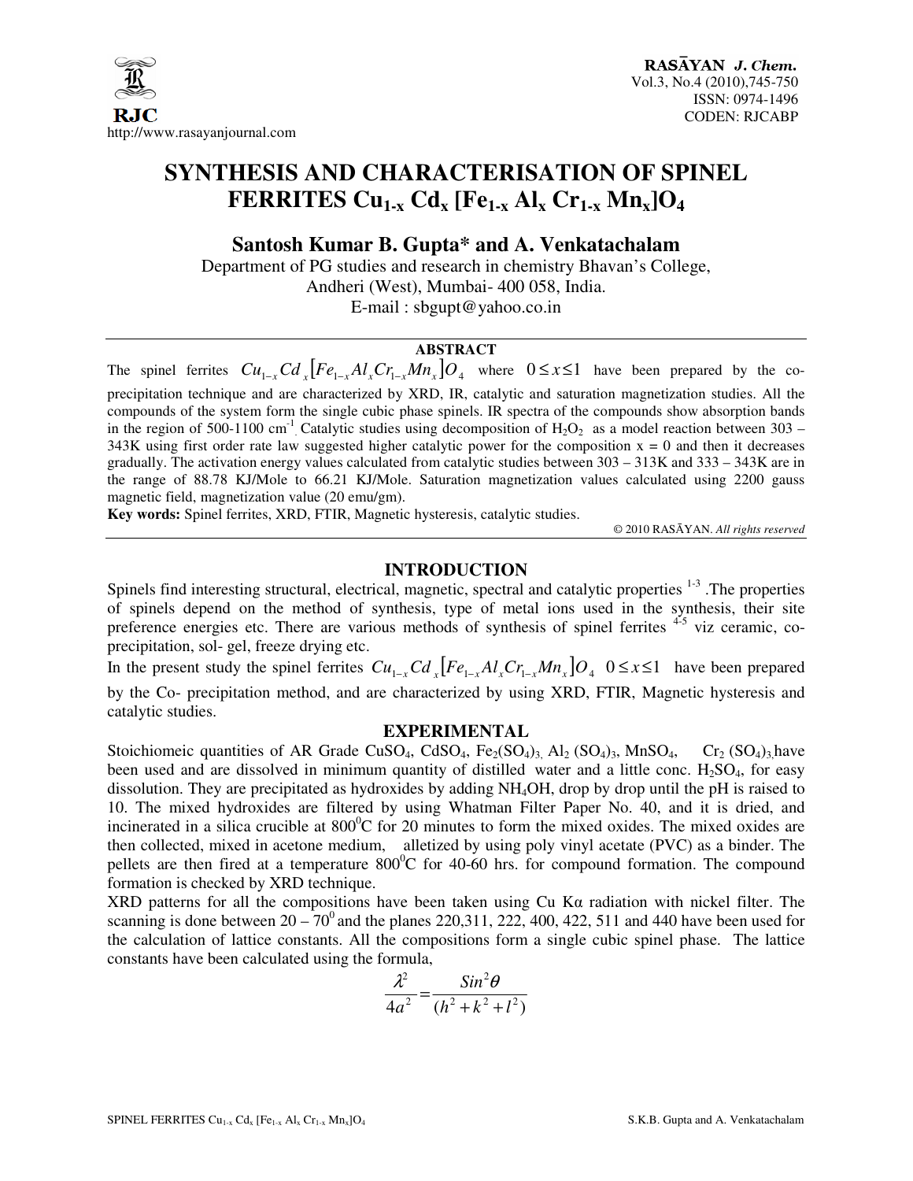# SYNTHESIS AND CHARACTERISATION OF SPINEL FERRITES $Cu_{1-x} Cd_x [Fe_{1-x} Al_x Cr_{1-x} Mn_x]O_4$

**Santosh Kumar B. Gupta\* and A. Venkatachalam**

Department of PG studies and research in chemistry Bhavan's College, Andheri (West), Mumbai- 400 058, India.

E-mail : sbgupt@yahoo.co.in

## ABSTRACT

The spinel ferrites $Cu_{1-x}Cd_x[Fe_{1-x}Al_xCr_{1-x}Mn_x]O_4$ where $0 \le x \le 1$ have been prepared by the co-precipitation technique and are characterized by XRD, IR, catalytic and saturation magnetization studies. All the compounds of the system form the single cubic phase spinels. IR spectra of the compounds show absorption bands in the region of 500-1100 cm$^{-1}$. Catalytic studies using decomposition of $H_2O_2$ as a model reaction between 303 – 343K using first order rate law suggested higher catalytic power for the composition x = 0 and then it decreases gradually. The activation energy values calculated from catalytic studies between 303 – 313K and 333 – 343K are in the range of 88.78 KJ/Mole to 66.21 KJ/Mole. Saturation magnetization values calculated using 2200 gauss magnetic field, magnetization value (20 emu/gm).

**Key words:** Spinel ferrites, XRD, FTIR, Magnetic hysteresis, catalytic studies.

© 2010 RASĀYAN. *All rights reserved*

## INTRODUCTION

Spinels find interesting structural, electrical, magnetic, spectral and catalytic properties [1-3]. The properties of spinels depend on the method of synthesis, type of metal ions used in the synthesis, their site preference energies etc. There are various methods of synthesis of spinel ferrites [4-5] viz ceramic, co-precipitation, sol- gel, freeze drying etc.

In the present study the spinel ferrites $Cu_{1-x}Cd_x[Fe_{1-x}Al_xCr_{1-x}Mn_x]O_4$ $0 \le x \le 1$ have been prepared by the Co- precipitation method, and are characterized by using XRD, FTIR, Magnetic hysteresis and catalytic studies.

## EXPERIMENTAL

Stoichiomeic quantities of AR Grade $CuSO_4$, $CdSO_4$, $Fe_2(SO_4)_3$, $Al_2(SO_4)_3$, $MnSO_4$, $Cr_2(SO_4)_3$ have been used and are dissolved in minimum quantity of distilled water and a little conc. $H_2SO_4$, for easy dissolution. They are precipitated as hydroxides by adding $NH_4OH$, drop by drop until the pH is raised to 10. The mixed hydroxides are filtered by using Whatman Filter Paper No. 40, and it is dried, and incinerated in a silica crucible at 800$^0$C for 20 minutes to form the mixed oxides. The mixed oxides are then collected, mixed in acetone medium, alletized by using poly vinyl acetate (PVC) as a binder. The pellets are then fired at a temperature 800$^0$C for 40-60 hrs. for compound formation. The compound formation is checked by XRD technique.

XRD patterns for all the compositions have been taken using Cu Kα radiation with nickel filter. The scanning is done between 20 – 70$^0$ and the planes 220,311, 222, 400, 422, 511 and 440 have been used for the calculation of lattice constants. All the compositions form a single cubic spinel phase. The lattice constants have been calculated using the formula,

$$\frac{\lambda^2}{4a^2} = \frac{Sin^2\theta}{(h^2 + k^2 + l^2)}$$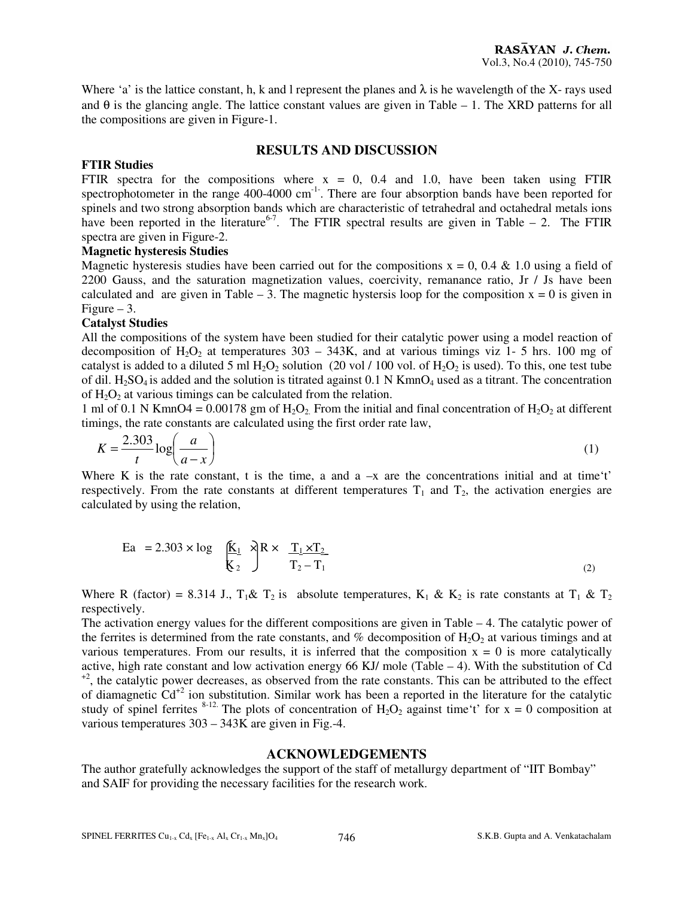Where 'a' is the lattice constant, h, k and l represent the planes and $\lambda$ is he wavelength of the X- rays used and $\theta$ is the glancing angle. The lattice constant values are given in Table – 1. The XRD patterns for all the compositions are given in Figure-1.

## RESULTS AND DISCUSSION

### FTIR Studies

FTIR spectra for the compositions where x = 0, 0.4 and 1.0, have been taken using FTIR spectrophotometer in the range 400-4000 $cm^{-1-}$. There are four absorption bands have been reported for spinels and two strong absorption bands which are characteristic of tetrahedral and octahedral metals ions have been reported in the literature[6-7]. The FTIR spectral results are given in Table – 2. The FTIR spectra are given in Figure-2.

### Magnetic hysteresis Studies

Magnetic hysteresis studies have been carried out for the compositions x = 0, 0.4 & 1.0 using a field of 2200 Gauss, and the saturation magnetization values, coercivity, remanance ratio, Jr / Js have been calculated and are given in Table – 3. The magnetic hystersis loop for the composition x = 0 is given in Figure – 3.

### Catalyst Studies

All the compositions of the system have been studied for their catalytic power using a model reaction of decomposition of $H_2O_2$ at temperatures 303 – 343K, and at various timings viz 1- 5 hrs. 100 mg of catalyst is added to a diluted 5 ml $H_2O_2$ solution (20 vol / 100 vol. of $H_2O_2$ is used). To this, one test tube of dil. $H_2SO_4$ is added and the solution is titrated against 0.1 N $KmnO_4$ used as a titrant. The concentration of $H_2O_2$ at various timings can be calculated from the relation.

1 ml of 0.1 N KmnO4 = 0.00178 gm of $H_2O_2$. From the initial and final concentration of $H_2O_2$ at different timings, the rate constants are calculated using the first order rate law,

$$K = \frac{2.303}{t}\log\left(\frac{a}{a-x}\right) \tag{1}$$

Where K is the rate constant, t is the time, a and a –x are the concentrations initial and at time't' respectively. From the rate constants at different temperatures $T_1$ and $T_2$, the activation energies are calculated by using the relation,

$$Ea = 2.303 \times \log\left(\frac{K_1}{K_2}\right) \times R \times \frac{T_1 \times T_2}{T_2 - T_1} \tag{2}$$

Where R (factor) = 8.314 J., $T_1$& $T_2$ is absolute temperatures, $K_1$ & $K_2$ is rate constants at $T_1$ & $T_2$ respectively.

The activation energy values for the different compositions are given in Table – 4. The catalytic power of the ferrites is determined from the rate constants, and % decomposition of $H_2O_2$ at various timings and at various temperatures. From our results, it is inferred that the composition x = 0 is more catalytically active, high rate constant and low activation energy 66 KJ/ mole (Table – 4). With the substitution of $Cd^{+2}$, the catalytic power decreases, as observed from the rate constants. This can be attributed to the effect of diamagnetic $Cd^{+2}$ ion substitution. Similar work has been a reported in the literature for the catalytic study of spinel ferrites [8-12]. The plots of concentration of $H_2O_2$ against time't' for x = 0 composition at various temperatures 303 – 343K are given in Fig.-4.

## ACKNOWLEDGEMENTS

The author gratefully acknowledges the support of the staff of metallurgy department of "IIT Bombay" and SAIF for providing the necessary facilities for the research work.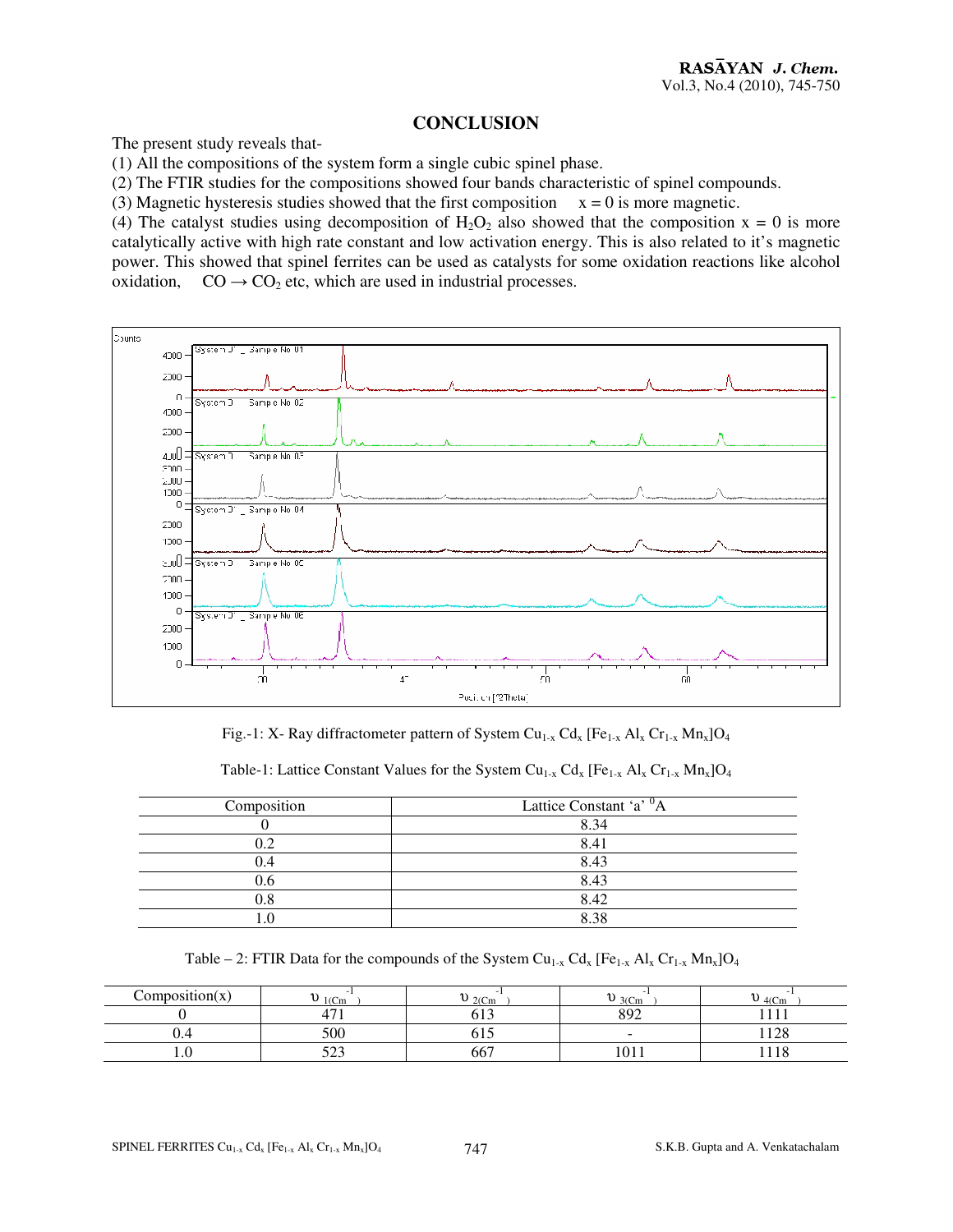## CONCLUSION

The present study reveals that-

(1) All the compositions of the system form a single cubic spinel phase.

(2) The FTIR studies for the compositions showed four bands characteristic of spinel compounds.

(3) Magnetic hysteresis studies showed that the first composition $x = 0$ is more magnetic.

(4) The catalyst studies using decomposition of $H_2O_2$ also showed that the composition $x = 0$ is more catalytically active with high rate constant and low activation energy. This is also related to it's magnetic power. This showed that spinel ferrites can be used as catalysts for some oxidation reactions like alcohol oxidation, $CO \rightarrow CO_2$ etc, which are used in industrial processes.

Fig.-1: X- Ray diffractometer pattern of System $Cu_{1-x}\, Cd_x\, [Fe_{1-x}\, Al_x\, Cr_{1-x}\, Mn_x]O_4$

Table-1: Lattice Constant Values for the System $Cu_{1-x}\, Cd_x\, [Fe_{1-x}\, Al_x\, Cr_{1-x}\, Mn_x]O_4$

| Composition | Lattice Constant 'a' $^0$A |
|---|---|
| 0 | 8.34 |
| 0.2 | 8.41 |
| 0.4 | 8.43 |
| 0.6 | 8.43 |
| 0.8 | 8.42 |
| 1.0 | 8.38 |

Table – 2: FTIR Data for the compounds of the System $Cu_{1-x}\, Cd_x\, [Fe_{1-x}\, Al_x\, Cr_{1-x}\, Mn_x]O_4$

| Composition(x) | $\upsilon_{1(Cm^{-1})}$ | $\upsilon_{2(Cm^{-1})}$ | $\upsilon_{3(Cm^{-1})}$ | $\upsilon_{4(Cm^{-1})}$ |
|---|---|---|---|---|
| 0 | 471 | 613 | 892 | 1111 |
| 0.4 | 500 | 615 | - | 1128 |
| 1.0 | 523 | 667 | 1011 | 1118 |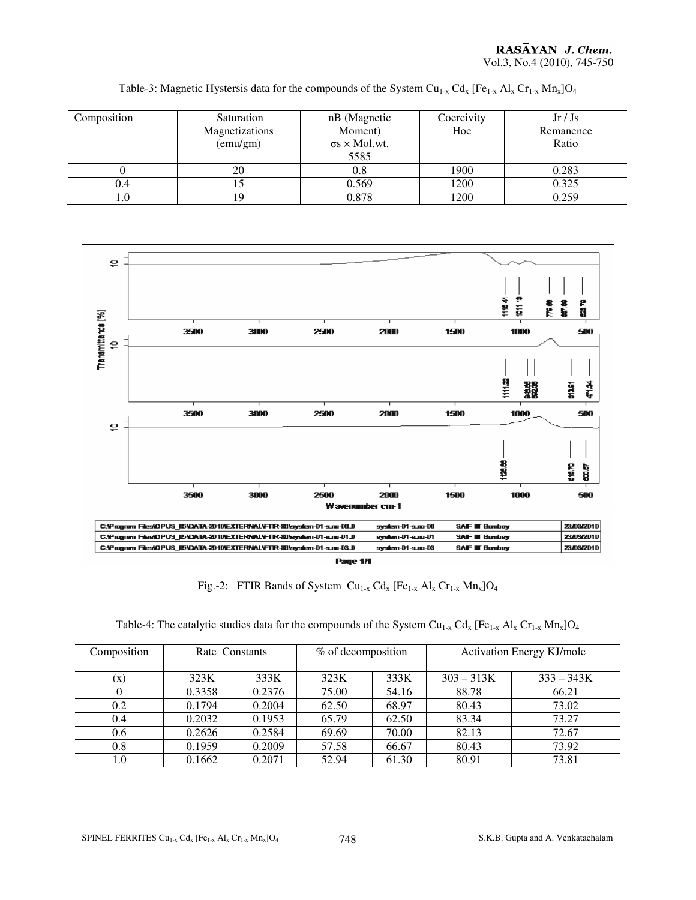Table-3: Magnetic Hystersis data for the compounds of the System $Cu_{1-x}Cd_x[Fe_{1-x}Al_xCr_{1-x}Mn_x]O_4$

| Composition | Saturation Magnetizations (emu/gm) | nB (Magnetic Moment) $\frac{\sigma s \times Mol.wt.}{5585}$ | Coercivity Hoe | Jr / Js Remanence Ratio |
|---|---|---|---|---|
| 0 | 20 | 0.8 | 1900 | 0.283 |
| 0.4 | 15 | 0.569 | 1200 | 0.325 |
| 1.0 | 19 | 0.878 | 1200 | 0.259 |

Fig.-2: FTIR Bands of System $Cu_{1-x}Cd_x[Fe_{1-x}Al_xCr_{1-x}Mn_x]O_4$

Table-4: The catalytic studies data for the compounds of the System $Cu_{1-x}Cd_x[Fe_{1-x}Al_xCr_{1-x}Mn_x]O_4$

| Composition | Rate Constants | | % of decomposition | | Activation Energy KJ/mole | |
|---|---|---|---|---|---|---|
| (x) | 323K | 333K | 323K | 333K | 303 – 313K | 333 – 343K |
| 0 | 0.3358 | 0.2376 | 75.00 | 54.16 | 88.78 | 66.21 |
| 0.2 | 0.1794 | 0.2004 | 62.50 | 68.97 | 80.43 | 73.02 |
| 0.4 | 0.2032 | 0.1953 | 65.79 | 62.50 | 83.34 | 73.27 |
| 0.6 | 0.2626 | 0.2584 | 69.69 | 70.00 | 82.13 | 72.67 |
| 0.8 | 0.1959 | 0.2009 | 57.58 | 66.67 | 80.43 | 73.92 |
| 1.0 | 0.1662 | 0.2071 | 52.94 | 61.30 | 80.91 | 73.81 |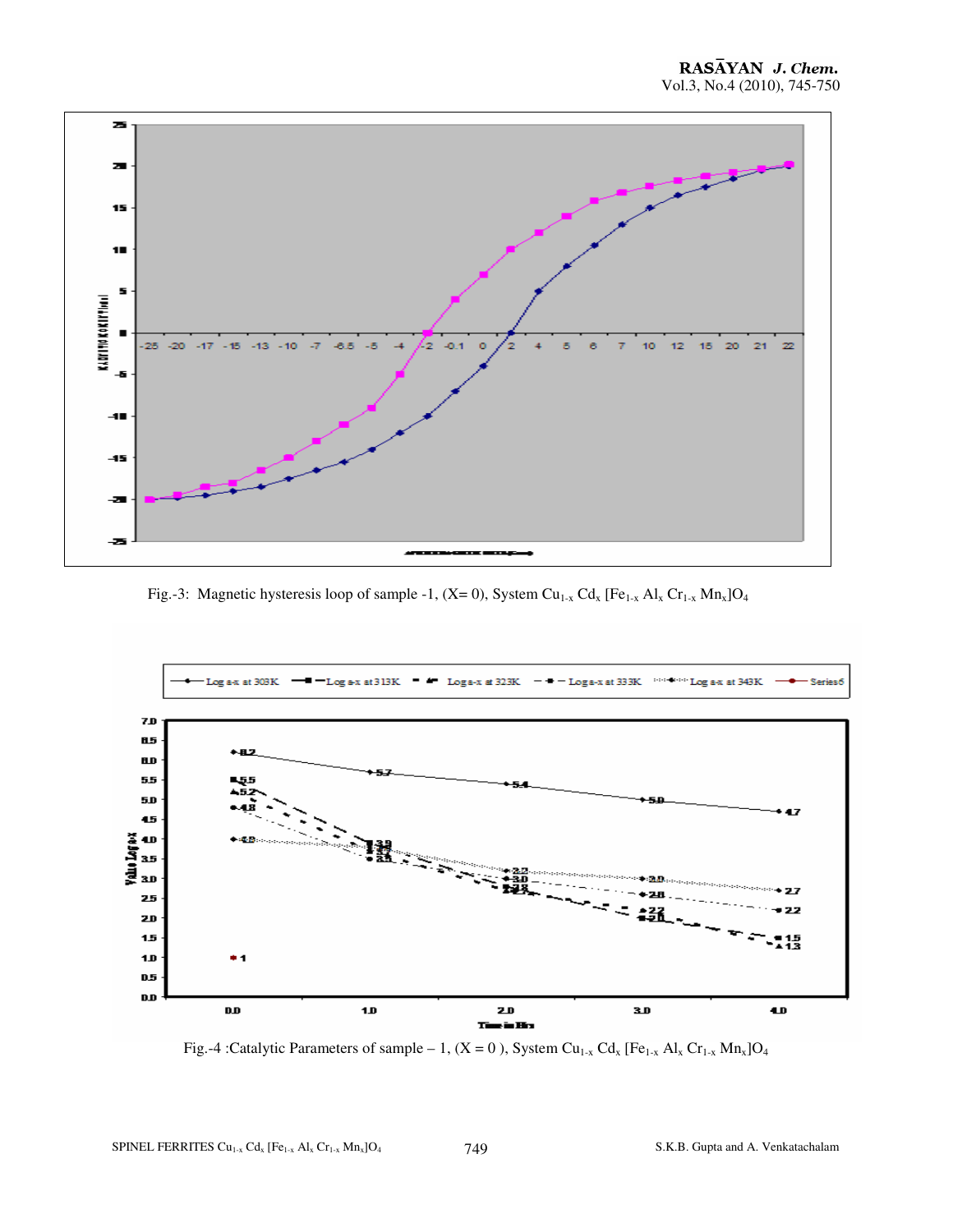Fig.-3: Magnetic hysteresis loop of sample -1, (X= 0), System $Cu_{1-x} Cd_x [Fe_{1-x} Al_x Cr_{1-x} Mn_x]O_4$

Fig.-4 :Catalytic Parameters of sample – 1, (X = 0 ), System $Cu_{1-x} Cd_x [Fe_{1-x} Al_x Cr_{1-x} Mn_x]O_4$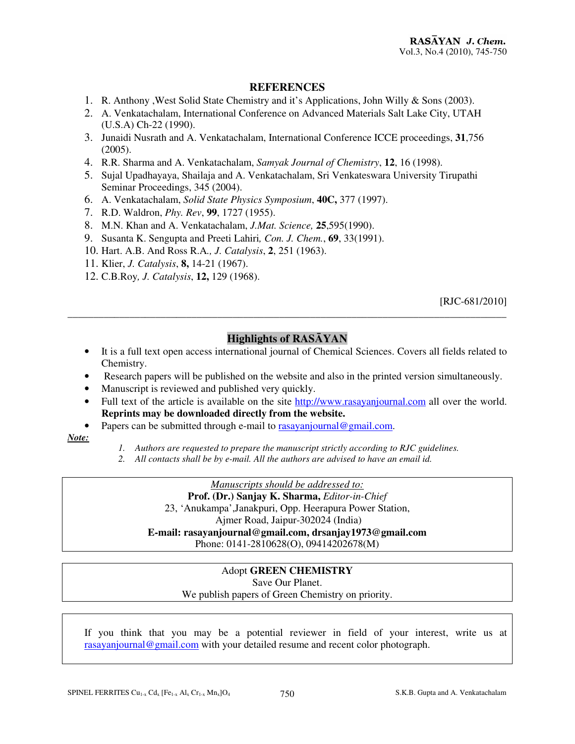## REFERENCES

1. R. Anthony ,West Solid State Chemistry and it's Applications, John Willy & Sons (2003).
2. A. Venkatachalam, International Conference on Advanced Materials Salt Lake City, UTAH (U.S.A) Ch-22 (1990).
3. Junaidi Nusrath and A. Venkatachalam, International Conference ICCE proceedings, **31**,756 (2005).
4. R.R. Sharma and A. Venkatachalam, *Samyak Journal of Chemistry*, **12**, 16 (1998).
5. Sujal Upadhayaya, Shailaja and A. Venkatachalam, Sri Venkateswara University Tirupathi Seminar Proceedings, 345 (2004).
6. A. Venkatachalam, *Solid State Physics Symposium*, **40C,** 377 (1997).
7. R.D. Waldron, *Phy. Rev*, **99**, 1727 (1955).
8. M.N. Khan and A. Venkatachalam, *J.Mat. Science,* **25**,595(1990).
9. Susanta K. Sengupta and Preeti Lahiri*, Con. J. Chem.*, **69**, 33(1991).
10. Hart. A.B. And Ross R.A.*, J. Catalysis*, **2**, 251 (1963).
11. Klier, *J. Catalysis*, **8,** 14-21 (1967).
12. C.B.Roy*, J. Catalysis*, **12,** 129 (1968).

[RJC-681/2010]

---

## Highlights of RASĀYAN

- It is a full text open access international journal of Chemical Sciences. Covers all fields related to Chemistry.
- Research papers will be published on the website and also in the printed version simultaneously.
- Manuscript is reviewed and published very quickly.
- Full text of the article is available on the site http://www.rasayanjournal.com all over the world. **Reprints may be downloaded directly from the website.**
- Papers can be submitted through e-mail to rasayanjournal@gmail.com.

***Note:***

1. *Authors are requested to prepare the manuscript strictly according to RJC guidelines.*
2. *All contacts shall be by e-mail. All the authors are advised to have an email id.*

*Manuscripts should be addressed to:*
**Prof. (Dr.) Sanjay K. Sharma,** *Editor-in-Chief*
23, 'Anukampa',Janakpuri, Opp. Heerapura Power Station,
Ajmer Road, Jaipur-302024 (India)
**E-mail: rasayanjournal@gmail.com, drsanjay1973@gmail.com**
Phone: 0141-2810628(O), 09414202678(M)

Adopt **GREEN CHEMISTRY**
Save Our Planet.
We publish papers of Green Chemistry on priority.

If you think that you may be a potential reviewer in field of your interest, write us at rasayanjournal@gmail.com with your detailed resume and recent color photograph.